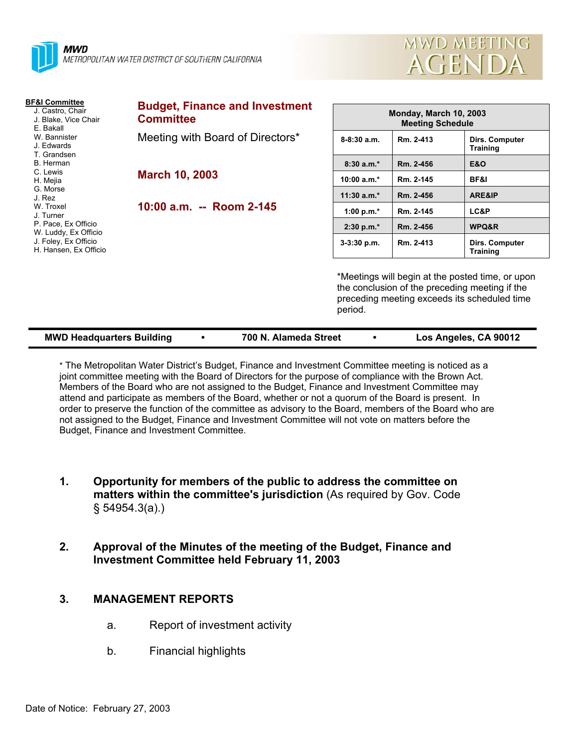**MWD**
METROPOLITAN WATER DISTRICT OF SOUTHERN CALIFORNIA

# MWD MEETING AGENDA

**BF&I Committee**
- J. Castro, Chair
- J. Blake, Vice Chair
- E. Bakall
- W. Bannister
- J. Edwards
- T. Grandsen
- B. Herman
- C. Lewis
- H. Mejia
- G. Morse
- J. Rez
- W. Troxel
- J. Turner
- P. Pace, Ex Officio
- W. Luddy, Ex Officio
- J. Foley, Ex Officio
- H. Hansen, Ex Officio

## Budget, Finance and Investment Committee

Meeting with Board of Directors*

**March 10, 2003**

**10:00 a.m. -- Room 2-145**

| Monday, March 10, 2003 Meeting Schedule | | |
|---|---|---|
| 8-8:30 a.m. | Rm. 2-413 | Dirs. Computer Training |
| 8:30 a.m.* | Rm. 2-456 | E&O |
| 10:00 a.m.* | Rm. 2-145 | BF&I |
| 11:30 a.m.* | Rm. 2-456 | ARE&IP |
| 1:00 p.m.* | Rm. 2-145 | LC&P |
| 2:30 p.m.* | Rm. 2-456 | WPQ&R |
| 3-3:30 p.m. | Rm. 2-413 | Dirs. Computer Training |

*Meetings will begin at the posted time, or upon the conclusion of the preceding meeting if the preceding meeting exceeds its scheduled time period.

**MWD Headquarters Building • 700 N. Alameda Street • Los Angeles, CA 90012**

\* The Metropolitan Water District's Budget, Finance and Investment Committee meeting is noticed as a joint committee meeting with the Board of Directors for the purpose of compliance with the Brown Act. Members of the Board who are not assigned to the Budget, Finance and Investment Committee may attend and participate as members of the Board, whether or not a quorum of the Board is present. In order to preserve the function of the committee as advisory to the Board, members of the Board who are not assigned to the Budget, Finance and Investment Committee will not vote on matters before the Budget, Finance and Investment Committee.

1. **Opportunity for members of the public to address the committee on matters within the committee's jurisdiction** (As required by Gov. Code § 54954.3(a).)

2. **Approval of the Minutes of the meeting of the Budget, Finance and Investment Committee held February 11, 2003**

3. **MANAGEMENT REPORTS**

   a. Report of investment activity

   b. Financial highlights

Date of Notice: February 27, 2003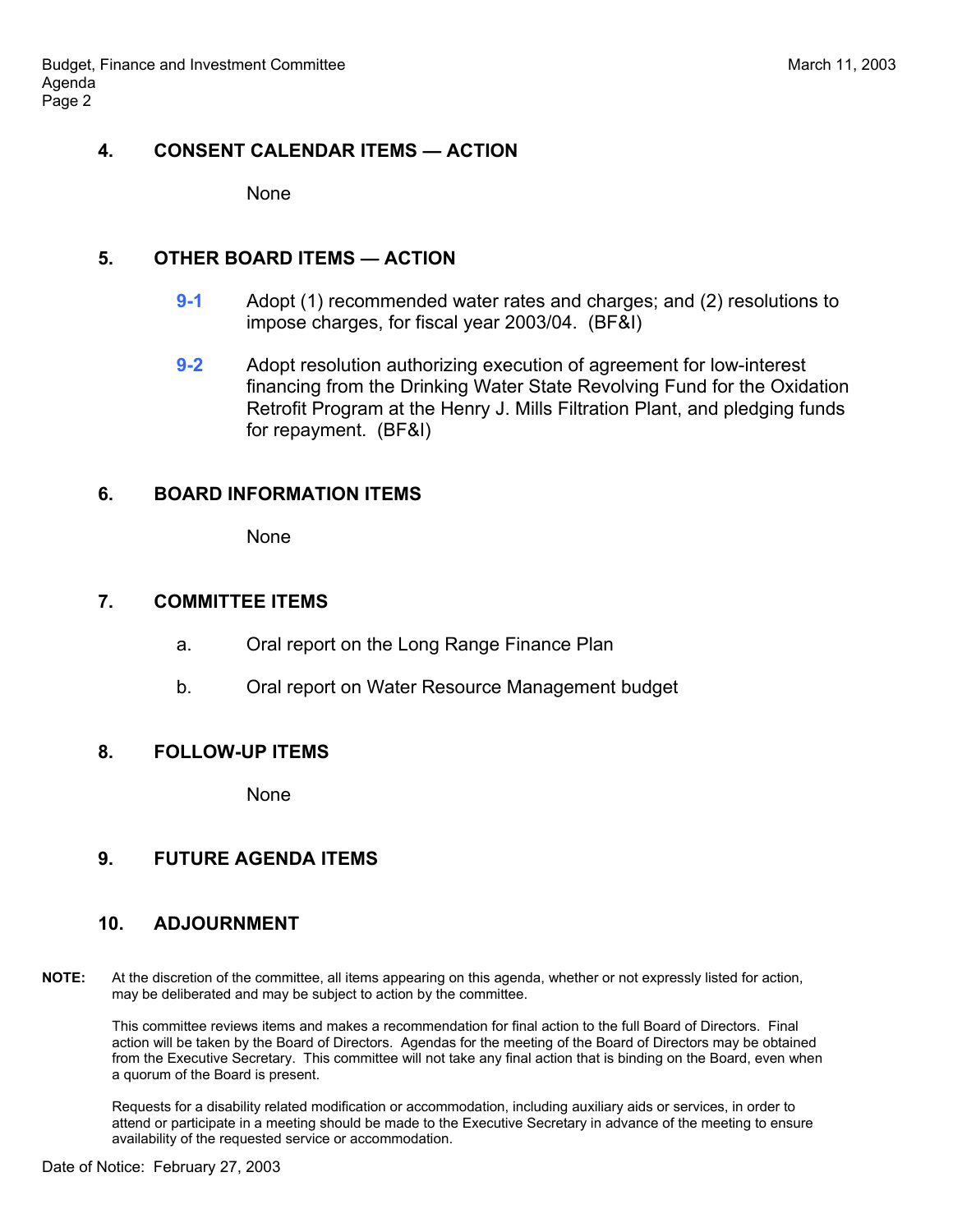## 4. CONSENT CALENDAR ITEMS — ACTION

None

## 5. OTHER BOARD ITEMS — ACTION

**9-1** Adopt (1) recommended water rates and charges; and (2) resolutions to impose charges, for fiscal year 2003/04. (BF&I)

**9-2** Adopt resolution authorizing execution of agreement for low-interest financing from the Drinking Water State Revolving Fund for the Oxidation Retrofit Program at the Henry J. Mills Filtration Plant, and pledging funds for repayment. (BF&I)

## 6. BOARD INFORMATION ITEMS

None

## 7. COMMITTEE ITEMS

a. Oral report on the Long Range Finance Plan

b. Oral report on Water Resource Management budget

## 8. FOLLOW-UP ITEMS

None

## 9. FUTURE AGENDA ITEMS

## 10. ADJOURNMENT

**NOTE:** At the discretion of the committee, all items appearing on this agenda, whether or not expressly listed for action, may be deliberated and may be subject to action by the committee.

This committee reviews items and makes a recommendation for final action to the full Board of Directors. Final action will be taken by the Board of Directors. Agendas for the meeting of the Board of Directors may be obtained from the Executive Secretary. This committee will not take any final action that is binding on the Board, even when a quorum of the Board is present.

Requests for a disability related modification or accommodation, including auxiliary aids or services, in order to attend or participate in a meeting should be made to the Executive Secretary in advance of the meeting to ensure availability of the requested service or accommodation.

Date of Notice: February 27, 2003